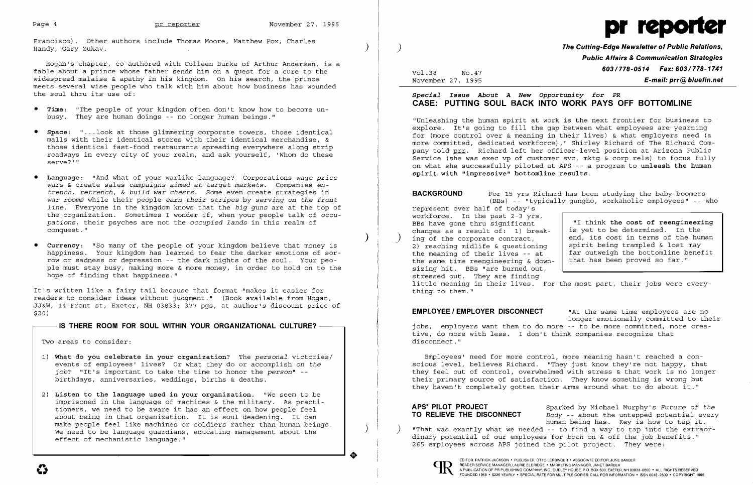Francisco). Other authors include Thomas Moore, Matthew Fox, Charles Handy, Gary Zukav.

Hogan's chapter, co-authored with Colleen Burke of Arthur Andersen, is a fable about a prince whose father sends him on a quest for a cure to the widespread malaise & apathy in his kingdom. On his search, the prince meets several wise people who talk with him about how business has wounded the soul thru its use of:

- **Time**: "The people of your kingdom often don't know how to become unbusy. They are human doings -- no longer human beings."
- **Space**: "...look at those glimmering corporate towers, those identical malls with their identical stores with their identical merchandise, & those identical fast-food restaurants spreading everywhere along strip roadways in every city of your realm, and ask yourself, 'Whom do these serve?'"
- **Language**: "And what of your warlike language? Corporations *wage price wars* & create sales *campaigns aimed at target markets*. Companies *entrench, retrench,* & *build war chests*. Some even create strategies in *war rooms* while their people *earn their stripes* by *serving on the front line*. Everyone in the kingdom knows that the *big guns* are at the top of the organization. Sometimes I wonder if, when your people talk of *occupations*, their psyches are not the *occupied lands* in this realm of conquest."
- **Currency**: "So many of the people of your kingdom believe that money is happiness. Your kingdom has learned to fear the darker emotions of sorrow or sadness or depression -- the dark nights of the soul. Your people must stay busy, making more & more money, in order to hold on to the hope of finding that happiness."

It's written like a fairy tail because that format "makes it easier for readers to consider ideas without judgment." (Book available from Hogan, JJ&W, 14 Front st, Exeter, NH 03833; 377 pgs, at author's discount price of $20)

## IS THERE ROOM FOR SOUL WITHIN YOUR ORGANIZATIONAL CULTURE?

Two areas to consider:

1) **What do you celebrate in your organization**? The *personal* victories/ events of employees' lives? Or what they do or accomplish *on the job*? "It's important to take the time to honor the *person*" -- birthdays, anniversaries, weddings, births & deaths.

2) **Listen to the language used in your organization**. "We seem to be imprisoned in the language of machines & the military. As practitioners, we need to be aware it has an effect on how people feel about being in that organization. It is soul deadening. It can make people feel like machines or soldiers rather than human beings. We need to be language guardians, educating management about the effect of mechanistic language."

# pr reporter

**The Cutting-Edge Newsletter of Public Relations, Public Affairs & Communication Strategies**
**603/778-0514 Fax: 603/778-1741**
**E-mail: prr@bluefin.net**

Vol.38 No.47
November 27, 1995

*Special Issue About A New Opportunity for PR*

## CASE: PUTTING SOUL BACK INTO WORK PAYS OFF BOTTOMLINE

"Unleashing the human spirit at work is the next frontier for business to explore. It's going to fill the gap between what employees are yearning for (more control over & meaning in their lives) & what employers need (a more committed, dedicated workforce)," Shirley Richard of The Richard Company told prr. Richard left her officer-level position at Arizona Public Service (she was exec vp of customer svc, mktg & corp rels) to focus fully on what she successfully piloted at APS -- a program to **unleash the human spirit with "impressive" bottomline results.**

**BACKGROUND** For 15 yrs Richard has been studying the baby-boomers (BBs) -- "typically gungho, workaholic employees" -- who represent over half of today's workforce. In the past 2-3 yrs, BBs have gone thru significant changes as a result of: 1) breaking of the corporate contract, 2) reaching midlife & questioning the meaning of their lives -- at the same time reengineering & downsizing hit. BBs "are burned out, stressed out. They are finding little meaning in their lives. For the most part, their jobs were everything to them."

> "I think **the cost of reengineering** is yet to be determined. In the end, its cost in terms of the human spirit being trampled & lost may far outweigh the bottomline benefit that has been proved so far."

**EMPLOYEE / EMPLOYER DISCONNECT** "At the same time employees are no longer emotionally committed to their jobs, employers want them to do more -- to be more committed, more creative, do more with less. I don't think companies recognize that disconnect."

Employees' need for more control, more meaning hasn't reached a conscious level, believes Richard. "They just know they're not happy, that they feel out of control, overwhelmed with stress & that work is no longer their primary source of satisfaction. They know something is wrong but they haven't completely gotten their arms around what to do about it."

**APS' PILOT PROJECT TO RELIEVE THE DISCONNECT** Sparked by Michael Murphy's *Future of the Body* -- about the untapped potential every human being has. Key is how to tap it. "That was exactly what we needed -- to find a way to tap into the extraordinary potential of our employees for *both* on & off the job benefits." 265 employees across APS joined the pilot project. They were:

EDITOR, PATRICK JACKSON • PUBLISHER, OTTO LERBINGER • ASSOCIATE EDITOR, JUNE BARBER
READER SERVICE MANAGER, LAURIE ELDRIDGE • MARKETING MANAGER, JANET BARBER
A PUBLICATION OF PR PUBLISHING COMPANY, INC., DUDLEY HOUSE, P.O. BOX 600, EXETER, NH 03833-0600 • ALL RIGHTS RESERVED
FOUNDED 1958 • $225 YEARLY • SPECIAL RATE FOR MULTIPLE COPIES: CALL FOR INFORMATION • ISSN 0048-2609 • COPYRIGHT 1995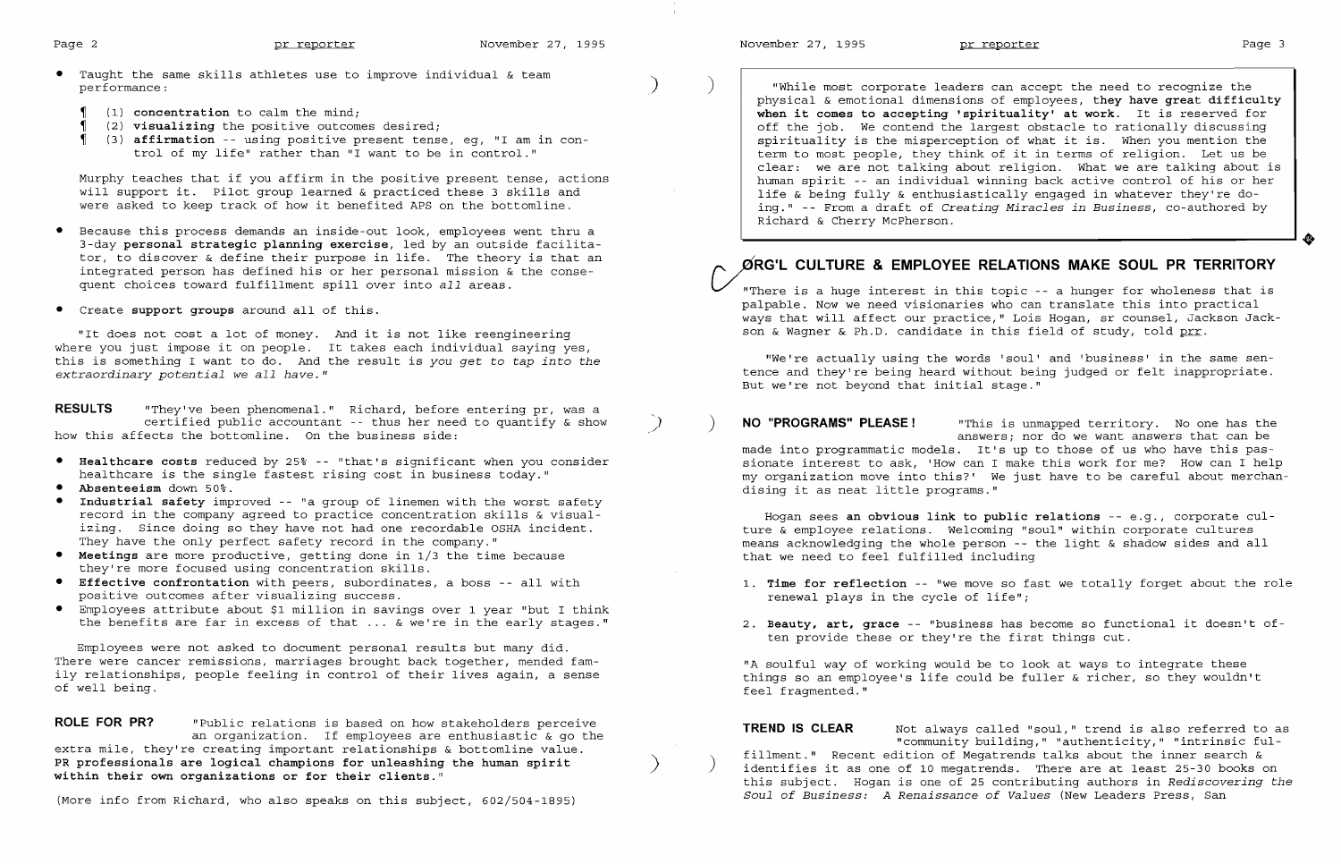- Taught the same skills athletes use to improve individual & team performance:

  ¶ (1) **concentration** to calm the mind;
  ¶ (2) **visualizing** the positive outcomes desired;
  ¶ (3) **affirmation** -- using positive present tense, eg, "I am in control of my life" rather than "I want to be in control."

  Murphy teaches that if you affirm in the positive present tense, actions will support it. Pilot group learned & practiced these 3 skills and were asked to keep track of how it benefited APS on the bottomline.

- Because this process demands an inside-out look, employees went thru a 3-day **personal strategic planning exercise**, led by an outside facilitator, to discover & define their purpose in life. The theory is that an integrated person has defined his or her personal mission & the consequent choices toward fulfillment spill over into *all* areas.

- Create **support groups** around all of this.

"It does not cost a lot of money. And it is not like reengineering where you just impose it on people. It takes each individual saying yes, this is something I want to do. And the result is *you get to tap into the extraordinary potential we all have.*"

**RESULTS** "They've been phenomenal." Richard, before entering pr, was a certified public accountant -- thus her need to quantify & show how this affects the bottomline. On the business side:

- **Healthcare costs** reduced by 25% -- "that's significant when you consider healthcare is the single fastest rising cost in business today."
- **Absenteeism** down 50%.
- **Industrial safety** improved -- "a group of linemen with the worst safety record in the company agreed to practice concentration skills & visualizing. Since doing so they have not had one recordable OSHA incident. They have the only perfect safety record in the company."
- **Meetings** are more productive, getting done in 1/3 the time because they're more focused using concentration skills.
- **Effective confrontation** with peers, subordinates, a boss -- all with positive outcomes after visualizing success.
- Employees attribute about $1 million in savings over 1 year "but I think the benefits are far in excess of that ... & we're in the early stages."

Employees were not asked to document personal results but many did. There were cancer remissions, marriages brought back together, mended family relationships, people feeling in control of their lives again, a sense of well being.

**ROLE FOR PR?** "Public relations is based on how stakeholders perceive an organization. If employees are enthusiastic & go the extra mile, they're creating important relationships & bottomline value. **PR professionals are logical champions for unleashing the human spirit within their own organizations or for their clients.**"

(More info from Richard, who also speaks on this subject, 602/504-1895)

"While most corporate leaders can accept the need to recognize the physical & emotional dimensions of employees, **they have great difficulty when it comes to accepting 'spirituality' at work.** It is reserved for off the job. We contend the largest obstacle to rationally discussing spirituality is the misperception of what it is. When you mention the term to most people, they think of it in terms of religion. Let us be clear: we are not talking about religion. What we are talking about is human spirit -- an individual winning back active control of his or her life & being fully & enthusiastically engaged in whatever they're doing." -- From a draft of *Creating Miracles in Business*, co-authored by Richard & Cherry McPherson.

## ORG'L CULTURE & EMPLOYEE RELATIONS MAKE SOUL PR TERRITORY

"There is a huge interest in this topic -- a hunger for wholeness that is palpable. Now we need visionaries who can translate this into practical ways that will affect our practice," Lois Hogan, sr counsel, Jackson Jackson & Wagner & Ph.D. candidate in this field of study, told prr.

"We're actually using the words 'soul' and 'business' in the same sentence and they're being heard without being judged or felt inappropriate. But we're not beyond that initial stage."

**NO "PROGRAMS" PLEASE!** "This is unmapped territory. No one has the answers; nor do we want answers that can be made into programmatic models. It's up to those of us who have this passionate interest to ask, 'How can I make this work for me? How can I help my organization move into this?' We just have to be careful about merchandising it as neat little programs."

Hogan sees **an obvious link to public relations** -- e.g., corporate culture & employee relations. Welcoming "soul" within corporate cultures means acknowledging the whole person -- the light & shadow sides and all that we need to feel fulfilled including

1. **Time for reflection** -- "we move so fast we totally forget about the role renewal plays in the cycle of life";

2. **Beauty, art, grace** -- "business has become so functional it doesn't often provide these or they're the first things cut.

"A soulful way of working would be to look at ways to integrate these things so an employee's life could be fuller & richer, so they wouldn't feel fragmented."

**TREND IS CLEAR** Not always called "soul," trend is also referred to as "community building," "authenticity," "intrinsic fulfillment." Recent edition of Megatrends talks about the inner search & identifies it as one of 10 megatrends. There are at least 25-30 books on this subject. Hogan is one of 25 contributing authors in *Rediscovering the Soul of Business: A Renaissance of Values* (New Leaders Press, San